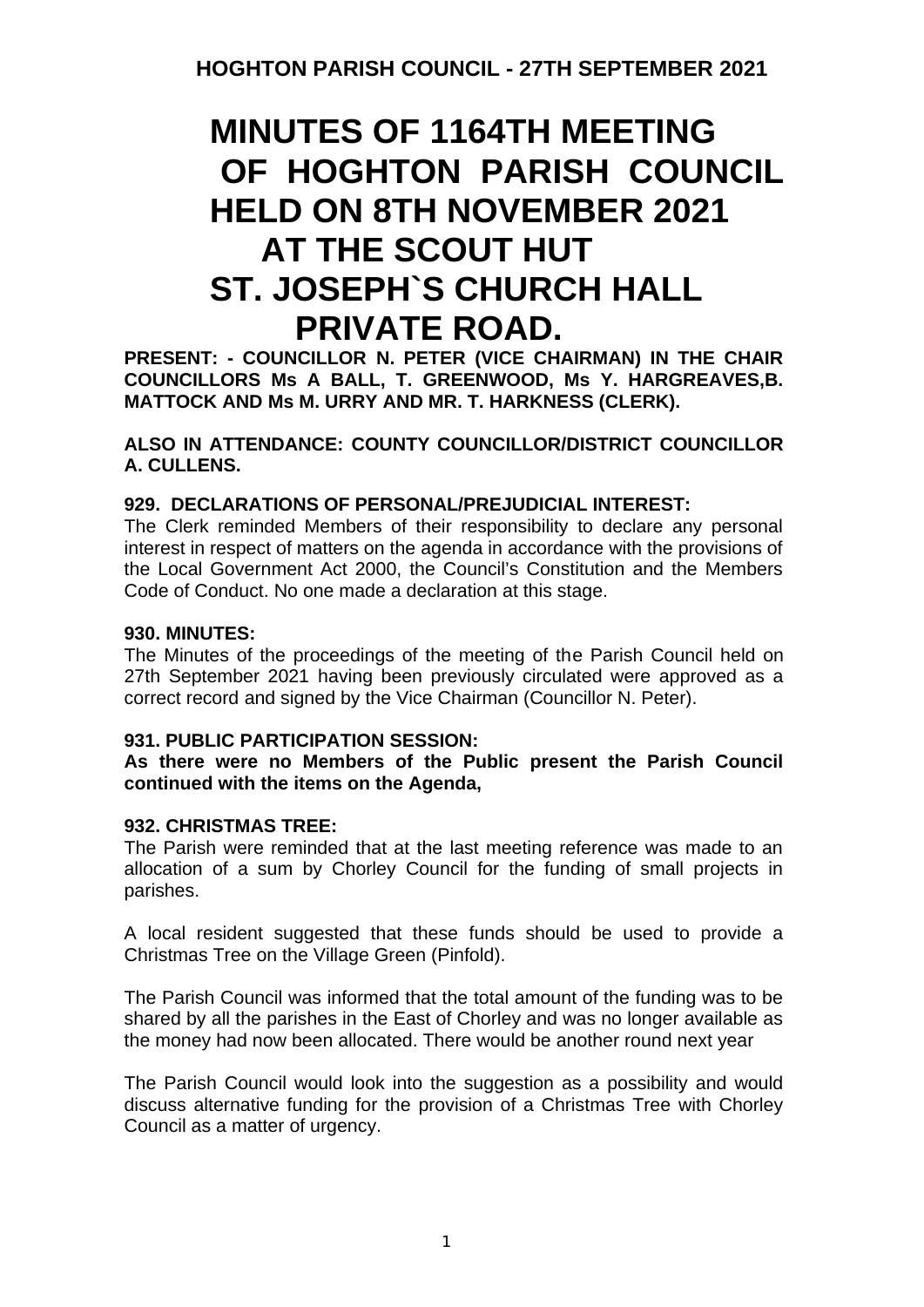**HOGHTON PARISH COUNCIL - 27TH SEPTEMBER 2021**

# MINUTES OF 1164TH MEETING OF HOGHTON PARISH COUNCIL HELD ON 8TH NOVEMBER 2021 AT THE SCOUT HUT ST. JOSEPH`S CHURCH HALL PRIVATE ROAD.

**PRESENT: - COUNCILLOR N. PETER (VICE CHAIRMAN) IN THE CHAIR COUNCILLORS Ms A BALL, T. GREENWOOD, Ms Y. HARGREAVES,B. MATTOCK AND Ms M. URRY AND MR. T. HARKNESS (CLERK).**

**ALSO IN ATTENDANCE: COUNTY COUNCILLOR/DISTRICT COUNCILLOR A. CULLENS.**

### 929. DECLARATIONS OF PERSONAL/PREJUDICIAL INTEREST:

The Clerk reminded Members of their responsibility to declare any personal interest in respect of matters on the agenda in accordance with the provisions of the Local Government Act 2000, the Council's Constitution and the Members Code of Conduct. No one made a declaration at this stage.

### 930. MINUTES:

The Minutes of the proceedings of the meeting of the Parish Council held on 27th September 2021 having been previously circulated were approved as a correct record and signed by the Vice Chairman (Councillor N. Peter).

### 931. PUBLIC PARTICIPATION SESSION:

**As there were no Members of the Public present the Parish Council continued with the items on the Agenda,**

### 932. CHRISTMAS TREE:

The Parish were reminded that at the last meeting reference was made to an allocation of a sum by Chorley Council for the funding of small projects in parishes.

A local resident suggested that these funds should be used to provide a Christmas Tree on the Village Green (Pinfold).

The Parish Council was informed that the total amount of the funding was to be shared by all the parishes in the East of Chorley and was no longer available as the money had now been allocated. There would be another round next year

The Parish Council would look into the suggestion as a possibility and would discuss alternative funding for the provision of a Christmas Tree with Chorley Council as a matter of urgency.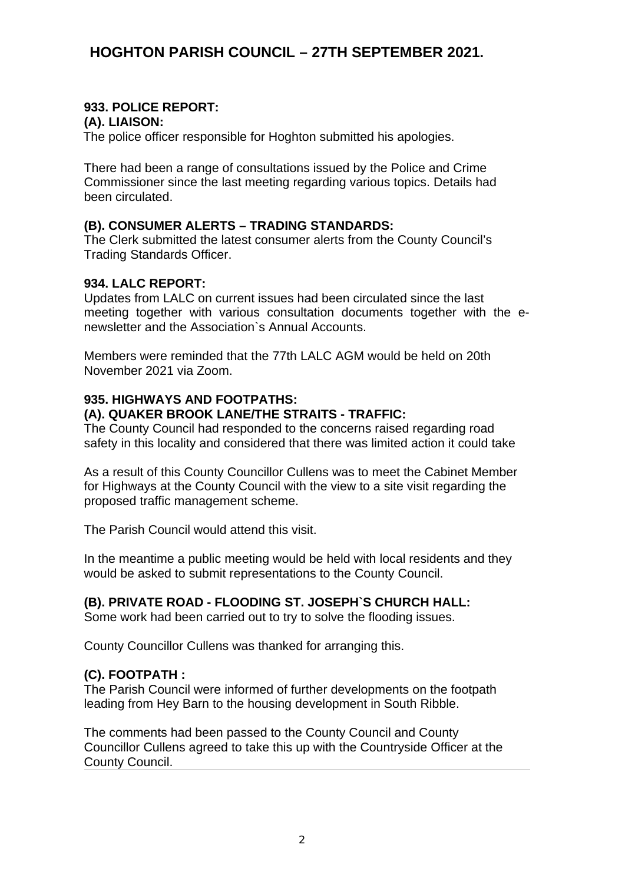# HOGHTON PARISH COUNCIL – 27TH SEPTEMBER 2021.

**933. POLICE REPORT:**

**(A). LIAISON:**

The police officer responsible for Hoghton submitted his apologies.

There had been a range of consultations issued by the Police and Crime Commissioner since the last meeting regarding various topics. Details had been circulated.

**(B). CONSUMER ALERTS – TRADING STANDARDS:**

The Clerk submitted the latest consumer alerts from the County Council's Trading Standards Officer.

**934. LALC REPORT:**

Updates from LALC on current issues had been circulated since the last meeting together with various consultation documents together with the e-newsletter and the Association`s Annual Accounts.

Members were reminded that the 77th LALC AGM would be held on 20th November 2021 via Zoom.

**935. HIGHWAYS AND FOOTPATHS:**

**(A). QUAKER BROOK LANE/THE STRAITS - TRAFFIC:**

The County Council had responded to the concerns raised regarding road safety in this locality and considered that there was limited action it could take

As a result of this County Councillor Cullens was to meet the Cabinet Member for Highways at the County Council with the view to a site visit regarding the proposed traffic management scheme.

The Parish Council would attend this visit.

In the meantime a public meeting would be held with local residents and they would be asked to submit representations to the County Council.

**(B). PRIVATE ROAD - FLOODING ST. JOSEPH`S CHURCH HALL:**

Some work had been carried out to try to solve the flooding issues.

County Councillor Cullens was thanked for arranging this.

**(C). FOOTPATH :**

The Parish Council were informed of further developments on the footpath leading from Hey Barn to the housing development in South Ribble.

The comments had been passed to the County Council and County Councillor Cullens agreed to take this up with the Countryside Officer at the County Council.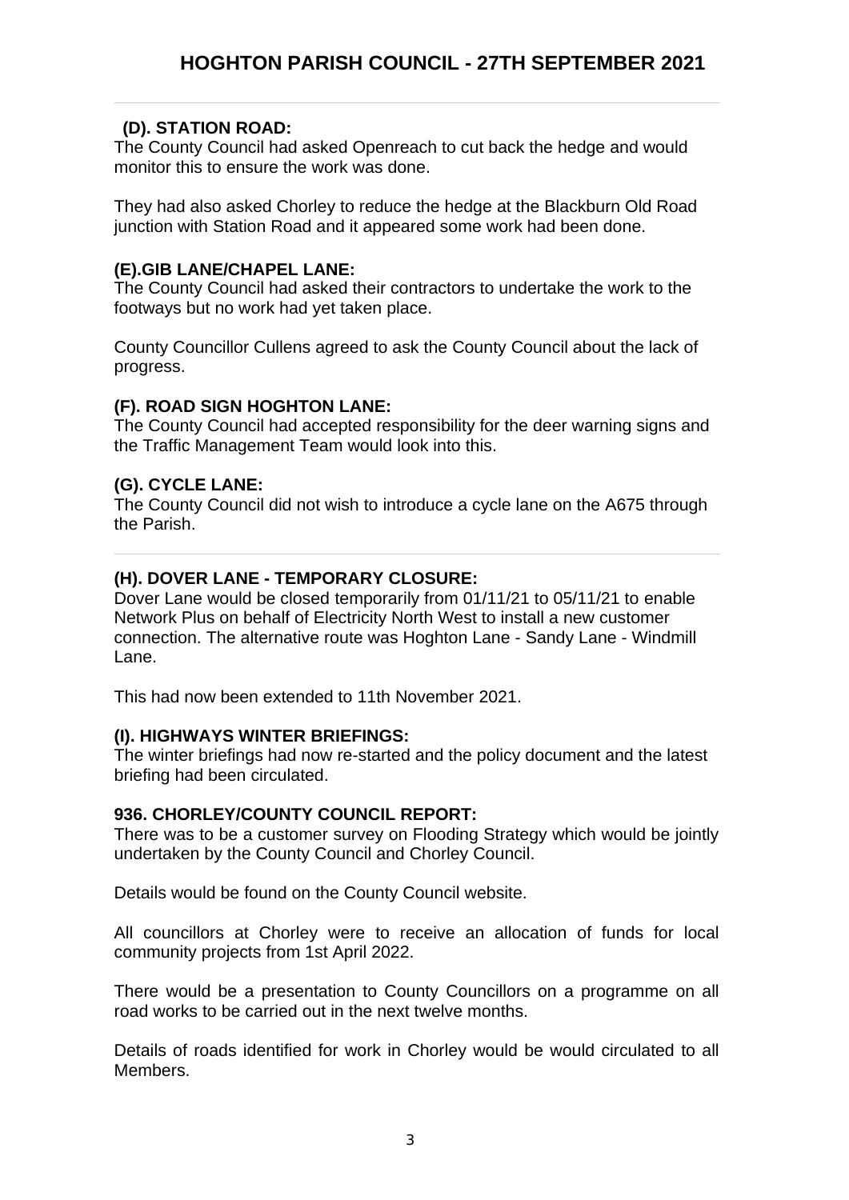### (D). STATION ROAD:

The County Council had asked Openreach to cut back the hedge and would monitor this to ensure the work was done.

They had also asked Chorley to reduce the hedge at the Blackburn Old Road junction with Station Road and it appeared some work had been done.

### (E).GIB LANE/CHAPEL LANE:

The County Council had asked their contractors to undertake the work to the footways but no work had yet taken place.

County Councillor Cullens agreed to ask the County Council about the lack of progress.

### (F). ROAD SIGN HOGHTON LANE:

The County Council had accepted responsibility for the deer warning signs and the Traffic Management Team would look into this.

### (G). CYCLE LANE:

The County Council did not wish to introduce a cycle lane on the A675 through the Parish.

### (H). DOVER LANE - TEMPORARY CLOSURE:

Dover Lane would be closed temporarily from 01/11/21 to 05/11/21 to enable Network Plus on behalf of Electricity North West to install a new customer connection. The alternative route was Hoghton Lane - Sandy Lane - Windmill Lane.

This had now been extended to 11th November 2021.

### (I). HIGHWAYS WINTER BRIEFINGS:

The winter briefings had now re-started and the policy document and the latest briefing had been circulated.

### 936. CHORLEY/COUNTY COUNCIL REPORT:

There was to be a customer survey on Flooding Strategy which would be jointly undertaken by the County Council and Chorley Council.

Details would be found on the County Council website.

All councillors at Chorley were to receive an allocation of funds for local community projects from 1st April 2022.

There would be a presentation to County Councillors on a programme on all road works to be carried out in the next twelve months.

Details of roads identified for work in Chorley would be would circulated to all Members.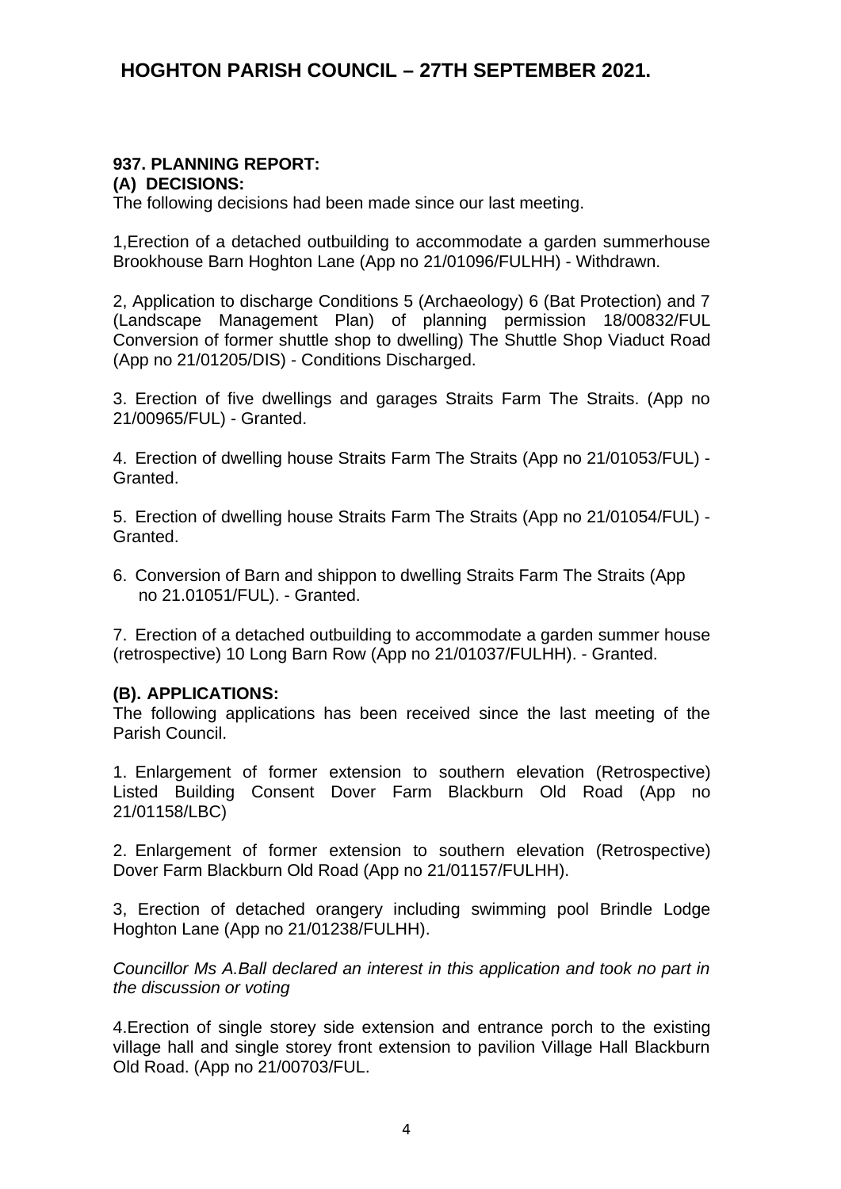# HOGHTON PARISH COUNCIL – 27TH SEPTEMBER 2021.

**937. PLANNING REPORT:**

**(A) DECISIONS:**

The following decisions had been made since our last meeting.

1,Erection of a detached outbuilding to accommodate a garden summerhouse Brookhouse Barn Hoghton Lane (App no 21/01096/FULHH) - Withdrawn.

2, Application to discharge Conditions 5 (Archaeology) 6 (Bat Protection) and 7 (Landscape Management Plan) of planning permission 18/00832/FUL Conversion of former shuttle shop to dwelling) The Shuttle Shop Viaduct Road (App no 21/01205/DIS) - Conditions Discharged.

3. Erection of five dwellings and garages Straits Farm The Straits. (App no 21/00965/FUL) - Granted.

4. Erection of dwelling house Straits Farm The Straits (App no 21/01053/FUL) - Granted.

5. Erection of dwelling house Straits Farm The Straits (App no 21/01054/FUL) - Granted.

6. Conversion of Barn and shippon to dwelling Straits Farm The Straits (App no 21.01051/FUL). - Granted.

7. Erection of a detached outbuilding to accommodate a garden summer house (retrospective) 10 Long Barn Row (App no 21/01037/FULHH). - Granted.

**(B). APPLICATIONS:**

The following applications has been received since the last meeting of the Parish Council.

1. Enlargement of former extension to southern elevation (Retrospective) Listed Building Consent Dover Farm Blackburn Old Road (App no 21/01158/LBC)

2. Enlargement of former extension to southern elevation (Retrospective) Dover Farm Blackburn Old Road (App no 21/01157/FULHH).

3, Erection of detached orangery including swimming pool Brindle Lodge Hoghton Lane (App no 21/01238/FULHH).

*Councillor Ms A.Ball declared an interest in this application and took no part in the discussion or voting*

4.Erection of single storey side extension and entrance porch to the existing village hall and single storey front extension to pavilion Village Hall Blackburn Old Road. (App no 21/00703/FUL.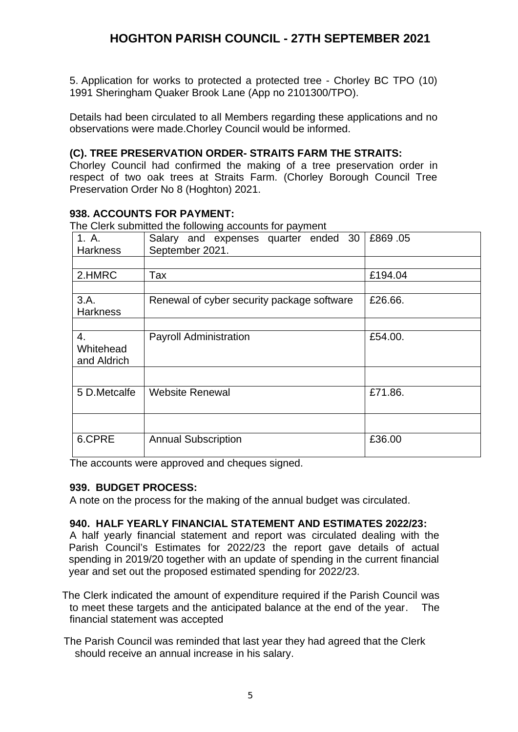5. Application for works to protected a protected tree - Chorley BC TPO (10) 1991 Sheringham Quaker Brook Lane (App no 2101300/TPO).

Details had been circulated to all Members regarding these applications and no observations were made.Chorley Council would be informed.

### (C). TREE PRESERVATION ORDER- STRAITS FARM THE STRAITS:

Chorley Council had confirmed the making of a tree preservation order in respect of two oak trees at Straits Farm. (Chorley Borough Council Tree Preservation Order No 8 (Hoghton) 2021.

### 938. ACCOUNTS FOR PAYMENT:

The Clerk submitted the following accounts for payment

| | | |
|---|---|---|
| 1. A. Harkness | Salary and expenses quarter ended 30 September 2021. | £869 .05 |
| | | |
| 2.HMRC | Tax | £194.04 |
| | | |
| 3.A. Harkness | Renewal of cyber security package software | £26.66. |
| | | |
| 4. Whitehead and Aldrich | Payroll Administration | £54.00. |
| | | |
| 5 D.Metcalfe | Website Renewal | £71.86. |
| | | |
| 6.CPRE | Annual Subscription | £36.00 |

The accounts were approved and cheques signed.

### 939. BUDGET PROCESS:

A note on the process for the making of the annual budget was circulated.

### 940. HALF YEARLY FINANCIAL STATEMENT AND ESTIMATES 2022/23:

A half yearly financial statement and report was circulated dealing with the Parish Council's Estimates for 2022/23 the report gave details of actual spending in 2019/20 together with an update of spending in the current financial year and set out the proposed estimated spending for 2022/23.

The Clerk indicated the amount of expenditure required if the Parish Council was to meet these targets and the anticipated balance at the end of the year. The financial statement was accepted

The Parish Council was reminded that last year they had agreed that the Clerk should receive an annual increase in his salary.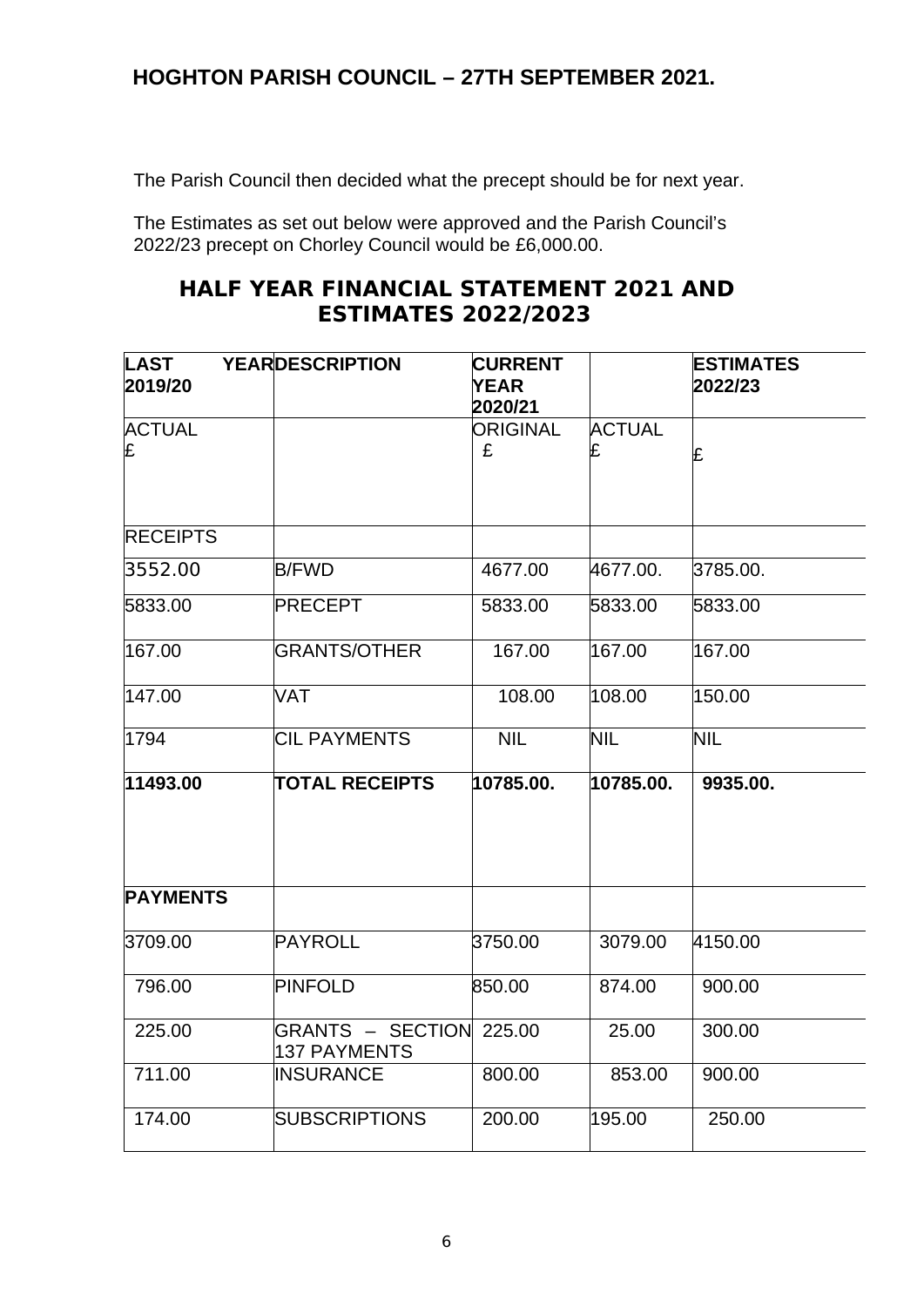## HOGHTON PARISH COUNCIL – 27TH SEPTEMBER 2021.

The Parish Council then decided what the precept should be for next year.

The Estimates as set out below were approved and the Parish Council's 2022/23 precept on Chorley Council would be £6,000.00.

# HALF YEAR FINANCIAL STATEMENT 2021 AND ESTIMATES 2022/2023

| LAST YEAR 2019/20 | DESCRIPTION | CURRENT YEAR 2020/21 | | ESTIMATES 2022/23 |
|---|---|---|---|---|
| ACTUAL £ | | ORIGINAL £ | ACTUAL £ | £ |
| RECEIPTS | | | | |
| 3552.00 | B/FWD | 4677.00 | 4677.00. | 3785.00. |
| 5833.00 | PRECEPT | 5833.00 | 5833.00 | 5833.00 |
| 167.00 | GRANTS/OTHER | 167.00 | 167.00 | 167.00 |
| 147.00 | VAT | 108.00 | 108.00 | 150.00 |
| 1794 | CIL PAYMENTS | NIL | NIL | NIL |
| **11493.00** | **TOTAL RECEIPTS** | **10785.00.** | **10785.00.** | **9935.00.** |
| **PAYMENTS** | | | | |
| 3709.00 | PAYROLL | 3750.00 | 3079.00 | 4150.00 |
| 796.00 | PINFOLD | 850.00 | 874.00 | 900.00 |
| 225.00 | GRANTS – SECTION 137 PAYMENTS | 225.00 | 25.00 | 300.00 |
| 711.00 | INSURANCE | 800.00 | 853.00 | 900.00 |
| 174.00 | SUBSCRIPTIONS | 200.00 | 195.00 | 250.00 |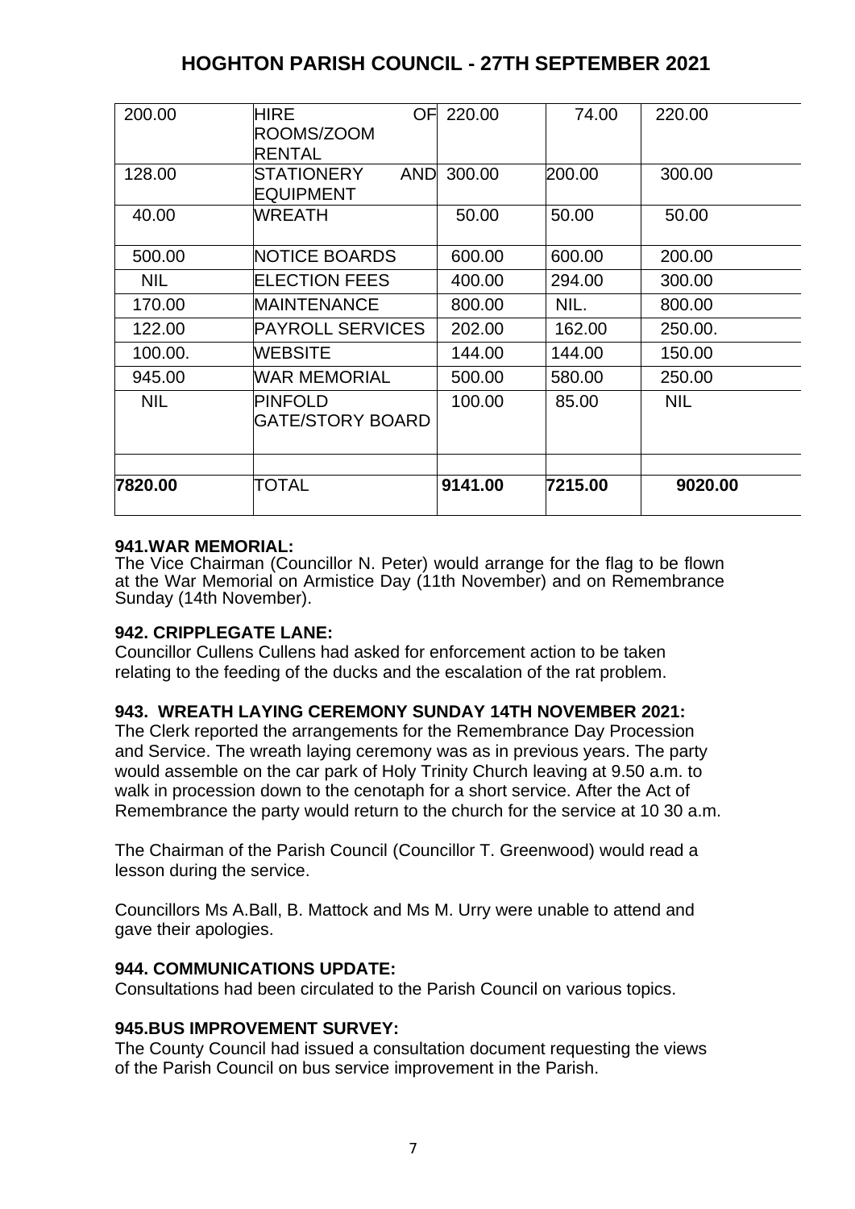# HOGHTON PARISH COUNCIL - 27TH SEPTEMBER 2021

| | | | | |
|---|---|---|---|---|
| 200.00 | HIRE OF ROOMS/ZOOM RENTAL | 220.00 | 74.00 | 220.00 |
| 128.00 | STATIONERY AND EQUIPMENT | 300.00 | 200.00 | 300.00 |
| 40.00 | WREATH | 50.00 | 50.00 | 50.00 |
| 500.00 | NOTICE BOARDS | 600.00 | 600.00 | 200.00 |
| NIL | ELECTION FEES | 400.00 | 294.00 | 300.00 |
| 170.00 | MAINTENANCE | 800.00 | NIL. | 800.00 |
| 122.00 | PAYROLL SERVICES | 202.00 | 162.00 | 250.00. |
| 100.00. | WEBSITE | 144.00 | 144.00 | 150.00 |
| 945.00 | WAR MEMORIAL | 500.00 | 580.00 | 250.00 |
| NIL | PINFOLD GATE/STORY BOARD | 100.00 | 85.00 | NIL |
| | | | | |
| **7820.00** | TOTAL | **9141.00** | **7215.00** | **9020.00** |

### 941.WAR MEMORIAL:

The Vice Chairman (Councillor N. Peter) would arrange for the flag to be flown at the War Memorial on Armistice Day (11th November) and on Remembrance Sunday (14th November).

### 942. CRIPPLEGATE LANE:

Councillor Cullens Cullens had asked for enforcement action to be taken relating to the feeding of the ducks and the escalation of the rat problem.

### 943. WREATH LAYING CEREMONY SUNDAY 14TH NOVEMBER 2021:

The Clerk reported the arrangements for the Remembrance Day Procession and Service. The wreath laying ceremony was as in previous years. The party would assemble on the car park of Holy Trinity Church leaving at 9.50 a.m. to walk in procession down to the cenotaph for a short service. After the Act of Remembrance the party would return to the church for the service at 10 30 a.m.

The Chairman of the Parish Council (Councillor T. Greenwood) would read a lesson during the service.

Councillors Ms A.Ball, B. Mattock and Ms M. Urry were unable to attend and gave their apologies.

### 944. COMMUNICATIONS UPDATE:

Consultations had been circulated to the Parish Council on various topics.

### 945.BUS IMPROVEMENT SURVEY:

The County Council had issued a consultation document requesting the views of the Parish Council on bus service improvement in the Parish.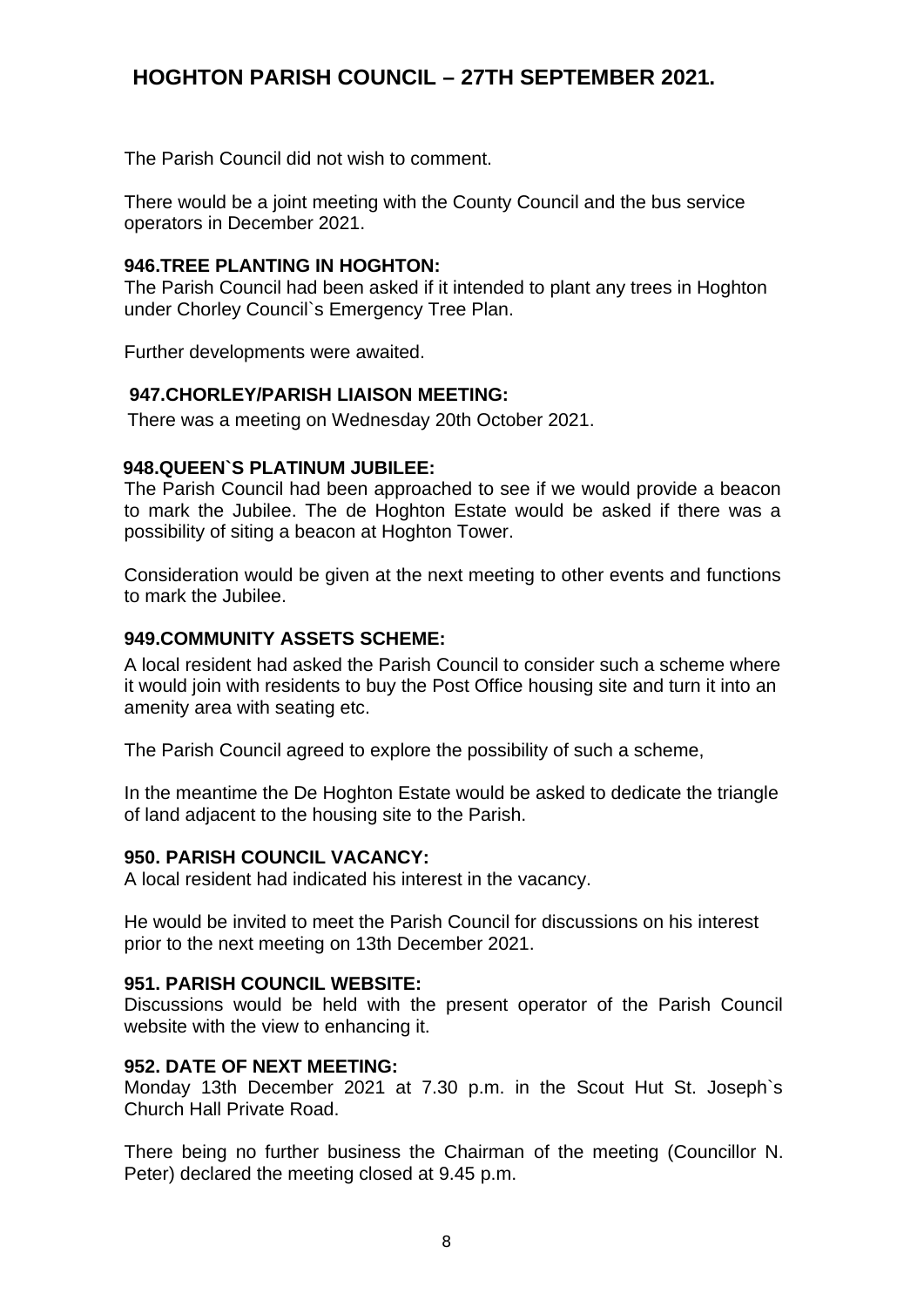The Parish Council did not wish to comment.

There would be a joint meeting with the County Council and the bus service operators in December 2021.

**946.TREE PLANTING IN HOGHTON:**
The Parish Council had been asked if it intended to plant any trees in Hoghton under Chorley Council`s Emergency Tree Plan.

Further developments were awaited.

**947.CHORLEY/PARISH LIAISON MEETING:**
There was a meeting on Wednesday 20th October 2021.

**948.QUEEN`S PLATINUM JUBILEE:**
The Parish Council had been approached to see if we would provide a beacon to mark the Jubilee. The de Hoghton Estate would be asked if there was a possibility of siting a beacon at Hoghton Tower.

Consideration would be given at the next meeting to other events and functions to mark the Jubilee.

**949.COMMUNITY ASSETS SCHEME:**
A local resident had asked the Parish Council to consider such a scheme where it would join with residents to buy the Post Office housing site and turn it into an amenity area with seating etc.

The Parish Council agreed to explore the possibility of such a scheme,

In the meantime the De Hoghton Estate would be asked to dedicate the triangle of land adjacent to the housing site to the Parish.

**950. PARISH COUNCIL VACANCY:**
A local resident had indicated his interest in the vacancy.

He would be invited to meet the Parish Council for discussions on his interest prior to the next meeting on 13th December 2021.

**951. PARISH COUNCIL WEBSITE:**
Discussions would be held with the present operator of the Parish Council website with the view to enhancing it.

**952. DATE OF NEXT MEETING:**
Monday 13th December 2021 at 7.30 p.m. in the Scout Hut St. Joseph`s Church Hall Private Road.

There being no further business the Chairman of the meeting (Councillor N. Peter) declared the meeting closed at 9.45 p.m.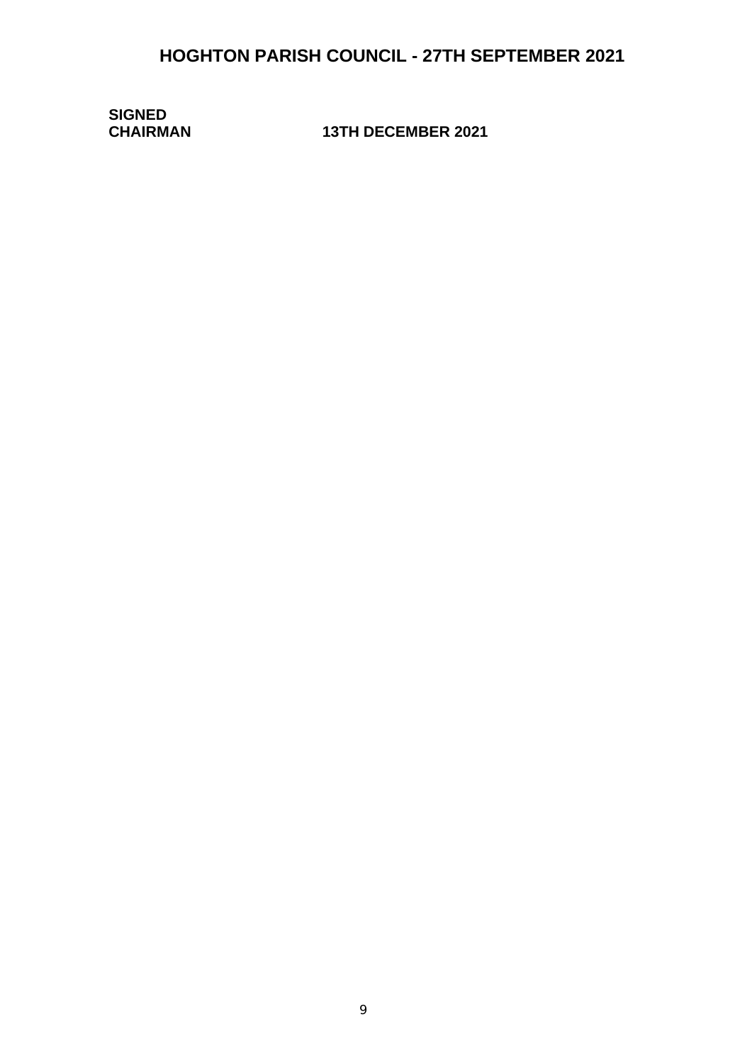**SIGNED**
**CHAIRMAN** **13TH DECEMBER 2021**